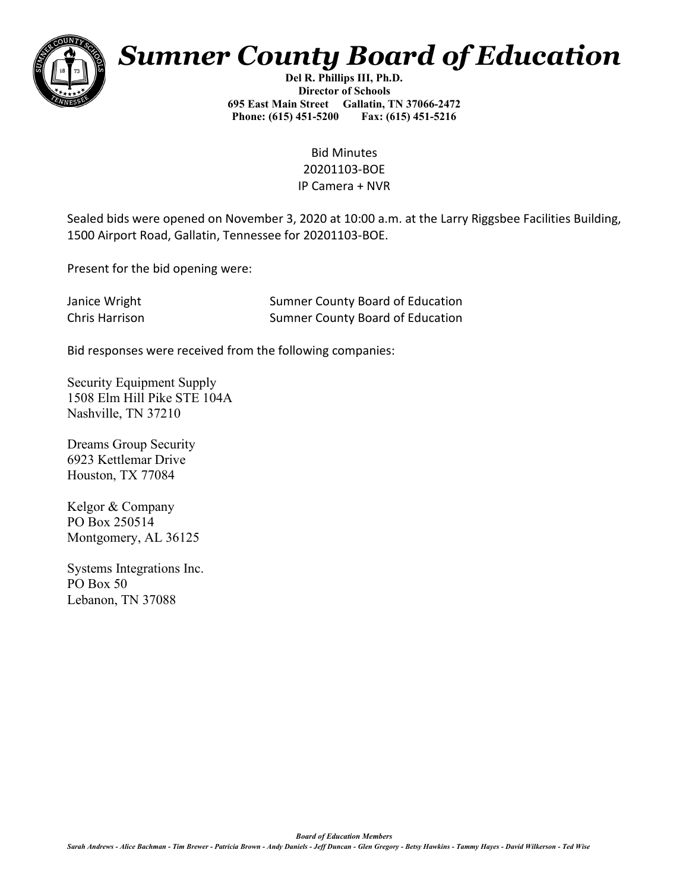# Sumner County Board of Education

**Del R. Phillips III, Ph.D.**
**Director of Schools**
**695 East Main Street Gallatin, TN 37066-2472**
**Phone: (615) 451-5200 Fax: (615) 451-5216**

Bid Minutes
20201103-BOE
IP Camera + NVR

Sealed bids were opened on November 3, 2020 at 10:00 a.m. at the Larry Riggsbee Facilities Building, 1500 Airport Road, Gallatin, Tennessee for 20201103-BOE.

Present for the bid opening were:

| | |
|---|---|
| Janice Wright | Sumner County Board of Education |
| Chris Harrison | Sumner County Board of Education |

Bid responses were received from the following companies:

Security Equipment Supply
1508 Elm Hill Pike STE 104A
Nashville, TN 37210

Dreams Group Security
6923 Kettlemar Drive
Houston, TX 77084

Kelgor & Company
PO Box 250514
Montgomery, AL 36125

Systems Integrations Inc.
PO Box 50
Lebanon, TN 37088

***Board of Education Members***
*Sarah Andrews - Alice Bachman - Tim Brewer - Patricia Brown - Andy Daniels - Jeff Duncan - Glen Gregory - Betsy Hawkins - Tammy Hayes - David Wilkerson - Ted Wise*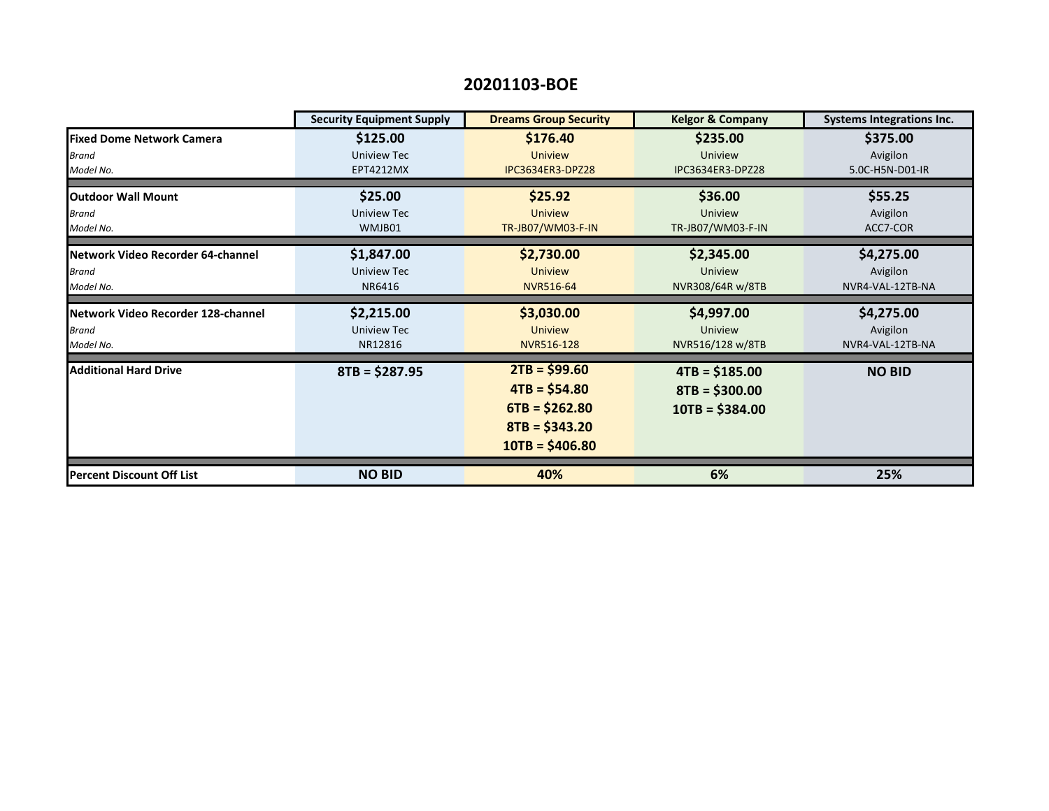# 20201103-BOE

| | Security Equipment Supply | Dreams Group Security | Kelgor & Company | Systems Integrations Inc. |
|---|---|---|---|---|
| **Fixed Dome Network Camera** | **$125.00** | **$176.40** | **$235.00** | **$375.00** |
| *Brand* | Uniview Tec | Uniview | Uniview | Avigilon |
| *Model No.* | EPT4212MX | IPC3634ER3-DPZ28 | IPC3634ER3-DPZ28 | 5.0C-H5N-D01-IR |
| **Outdoor Wall Mount** | **$25.00** | **$25.92** | **$36.00** | **$55.25** |
| *Brand* | Uniview Tec | Uniview | Uniview | Avigilon |
| *Model No.* | WMJB01 | TR-JB07/WM03-F-IN | TR-JB07/WM03-F-IN | ACC7-COR |
| **Network Video Recorder 64-channel** | **$1,847.00** | **$2,730.00** | **$2,345.00** | **$4,275.00** |
| *Brand* | Uniview Tec | Uniview | Uniview | Avigilon |
| *Model No.* | NR6416 | NVR516-64 | NVR308/64R w/8TB | NVR4-VAL-12TB-NA |
| **Network Video Recorder 128-channel** | **$2,215.00** | **$3,030.00** | **$4,997.00** | **$4,275.00** |
| *Brand* | Uniview Tec | Uniview | Uniview | Avigilon |
| *Model No.* | NR12816 | NVR516-128 | NVR516/128 w/8TB | NVR4-VAL-12TB-NA |
| **Additional Hard Drive** | **8TB = $287.95** | **2TB = $99.60**<br>**4TB = $54.80**<br>**6TB = $262.80**<br>**8TB = $343.20**<br>**10TB = $406.80** | **4TB = $185.00**<br>**8TB = $300.00**<br>**10TB = $384.00** | **NO BID** |
| **Percent Discount Off List** | **NO BID** | **40%** | **6%** | **25%** |